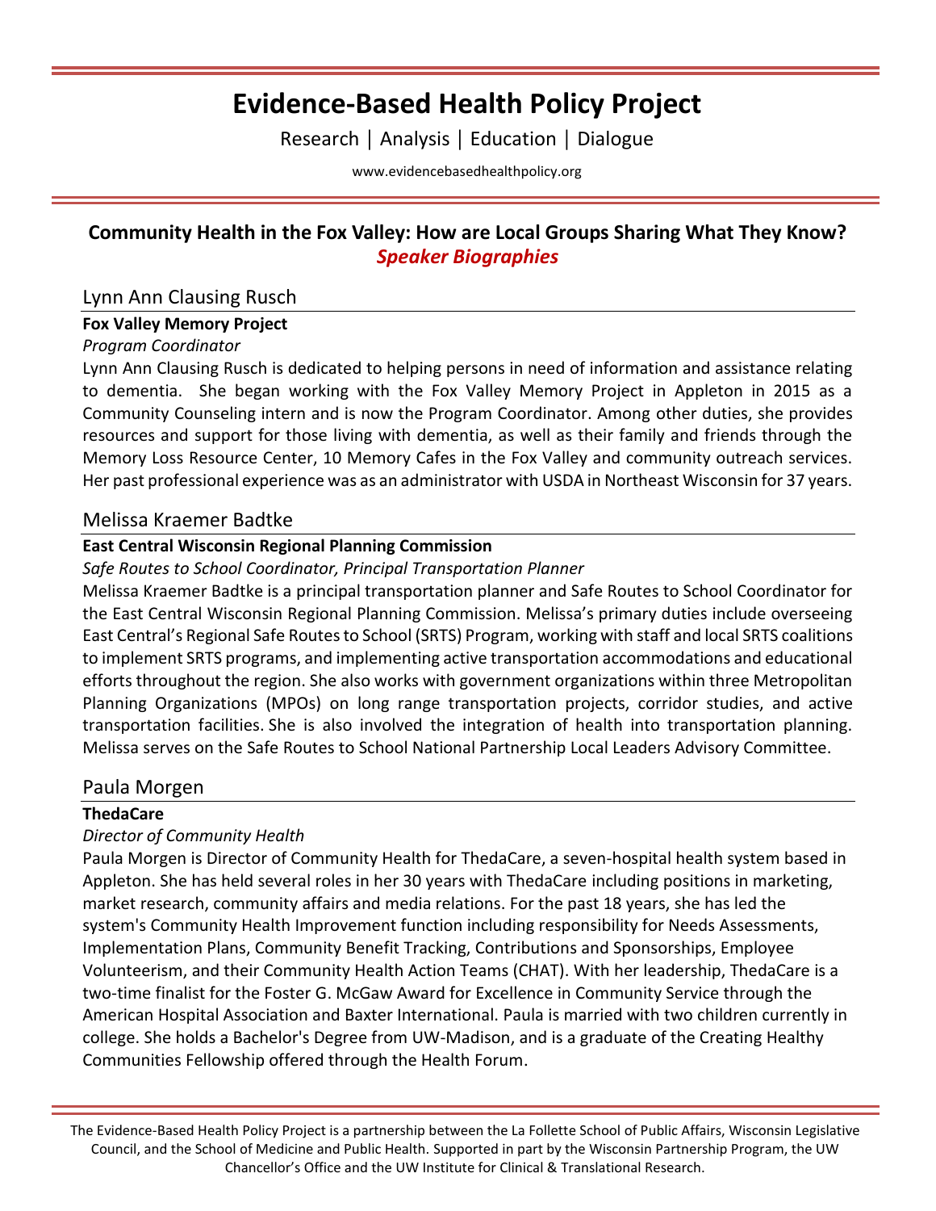# Evidence-Based Health Policy Project

Research | Analysis | Education | Dialogue

www.evidencebasedhealthpolicy.org

## Community Health in the Fox Valley: How are Local Groups Sharing What They Know?
***Speaker Biographies***

### Lynn Ann Clausing Rusch

**Fox Valley Memory Project**

*Program Coordinator*

Lynn Ann Clausing Rusch is dedicated to helping persons in need of information and assistance relating to dementia. She began working with the Fox Valley Memory Project in Appleton in 2015 as a Community Counseling intern and is now the Program Coordinator. Among other duties, she provides resources and support for those living with dementia, as well as their family and friends through the Memory Loss Resource Center, 10 Memory Cafes in the Fox Valley and community outreach services. Her past professional experience was as an administrator with USDA in Northeast Wisconsin for 37 years.

### Melissa Kraemer Badtke

**East Central Wisconsin Regional Planning Commission**

*Safe Routes to School Coordinator, Principal Transportation Planner*

Melissa Kraemer Badtke is a principal transportation planner and Safe Routes to School Coordinator for the East Central Wisconsin Regional Planning Commission. Melissa's primary duties include overseeing East Central's Regional Safe Routes to School (SRTS) Program, working with staff and local SRTS coalitions to implement SRTS programs, and implementing active transportation accommodations and educational efforts throughout the region. She also works with government organizations within three Metropolitan Planning Organizations (MPOs) on long range transportation projects, corridor studies, and active transportation facilities. She is also involved the integration of health into transportation planning. Melissa serves on the Safe Routes to School National Partnership Local Leaders Advisory Committee.

### Paula Morgen

**ThedaCare**

*Director of Community Health*

Paula Morgen is Director of Community Health for ThedaCare, a seven-hospital health system based in Appleton. She has held several roles in her 30 years with ThedaCare including positions in marketing, market research, community affairs and media relations. For the past 18 years, she has led the system's Community Health Improvement function including responsibility for Needs Assessments, Implementation Plans, Community Benefit Tracking, Contributions and Sponsorships, Employee Volunteerism, and their Community Health Action Teams (CHAT). With her leadership, ThedaCare is a two-time finalist for the Foster G. McGaw Award for Excellence in Community Service through the American Hospital Association and Baxter International. Paula is married with two children currently in college. She holds a Bachelor's Degree from UW-Madison, and is a graduate of the Creating Healthy Communities Fellowship offered through the Health Forum.

The Evidence-Based Health Policy Project is a partnership between the La Follette School of Public Affairs, Wisconsin Legislative Council, and the School of Medicine and Public Health. Supported in part by the Wisconsin Partnership Program, the UW Chancellor's Office and the UW Institute for Clinical & Translational Research.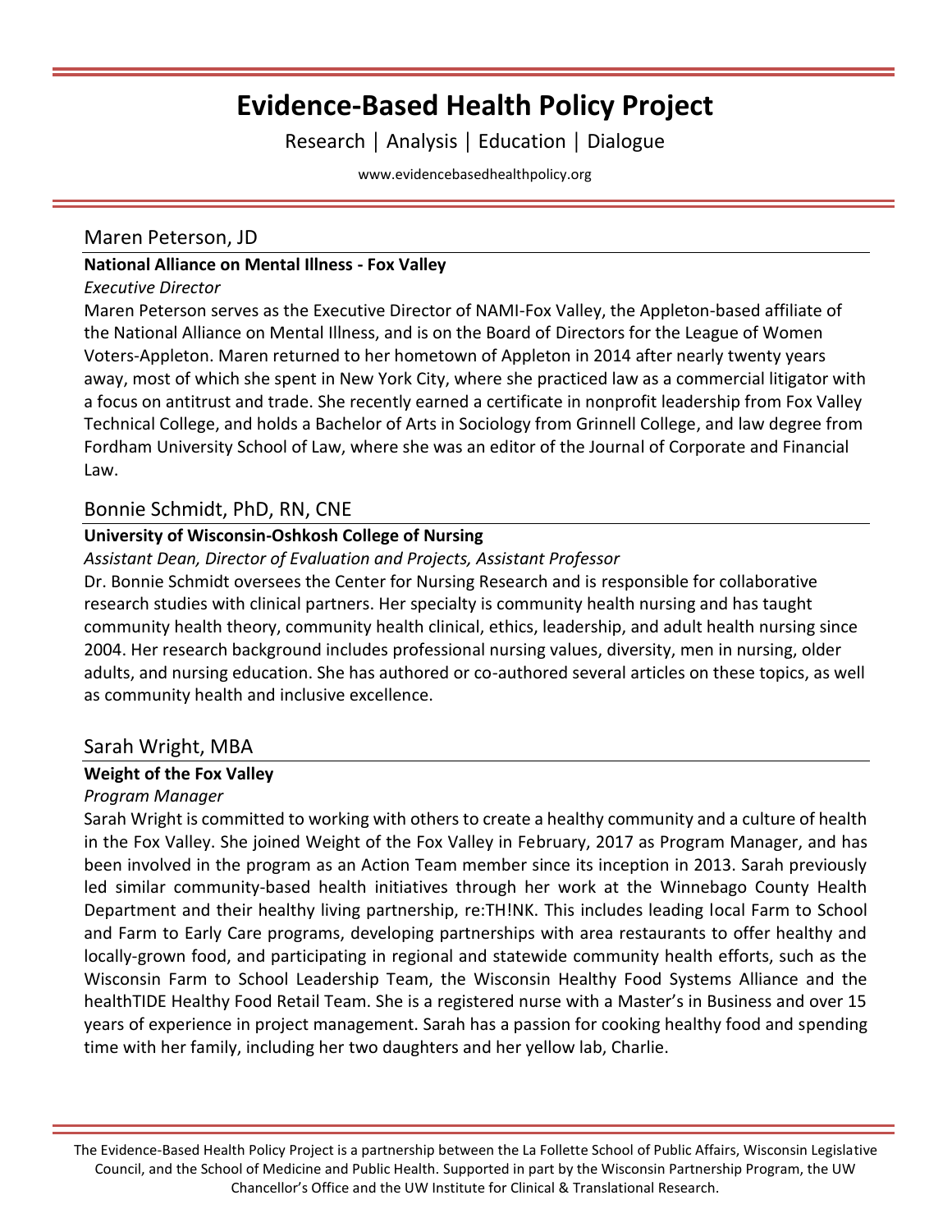# Evidence-Based Health Policy Project

Research | Analysis | Education | Dialogue

www.evidencebasedhealthpolicy.org

## Maren Peterson, JD

**National Alliance on Mental Illness - Fox Valley**

*Executive Director*

Maren Peterson serves as the Executive Director of NAMI-Fox Valley, the Appleton-based affiliate of the National Alliance on Mental Illness, and is on the Board of Directors for the League of Women Voters-Appleton. Maren returned to her hometown of Appleton in 2014 after nearly twenty years away, most of which she spent in New York City, where she practiced law as a commercial litigator with a focus on antitrust and trade. She recently earned a certificate in nonprofit leadership from Fox Valley Technical College, and holds a Bachelor of Arts in Sociology from Grinnell College, and law degree from Fordham University School of Law, where she was an editor of the Journal of Corporate and Financial Law.

## Bonnie Schmidt, PhD, RN, CNE

**University of Wisconsin-Oshkosh College of Nursing**

*Assistant Dean, Director of Evaluation and Projects, Assistant Professor*

Dr. Bonnie Schmidt oversees the Center for Nursing Research and is responsible for collaborative research studies with clinical partners. Her specialty is community health nursing and has taught community health theory, community health clinical, ethics, leadership, and adult health nursing since 2004. Her research background includes professional nursing values, diversity, men in nursing, older adults, and nursing education. She has authored or co-authored several articles on these topics, as well as community health and inclusive excellence.

## Sarah Wright, MBA

**Weight of the Fox Valley**

*Program Manager*

Sarah Wright is committed to working with others to create a healthy community and a culture of health in the Fox Valley. She joined Weight of the Fox Valley in February, 2017 as Program Manager, and has been involved in the program as an Action Team member since its inception in 2013. Sarah previously led similar community-based health initiatives through her work at the Winnebago County Health Department and their healthy living partnership, re:TH!NK. This includes leading local Farm to School and Farm to Early Care programs, developing partnerships with area restaurants to offer healthy and locally-grown food, and participating in regional and statewide community health efforts, such as the Wisconsin Farm to School Leadership Team, the Wisconsin Healthy Food Systems Alliance and the healthTIDE Healthy Food Retail Team. She is a registered nurse with a Master's in Business and over 15 years of experience in project management. Sarah has a passion for cooking healthy food and spending time with her family, including her two daughters and her yellow lab, Charlie.

The Evidence-Based Health Policy Project is a partnership between the La Follette School of Public Affairs, Wisconsin Legislative Council, and the School of Medicine and Public Health. Supported in part by the Wisconsin Partnership Program, the UW Chancellor's Office and the UW Institute for Clinical & Translational Research.